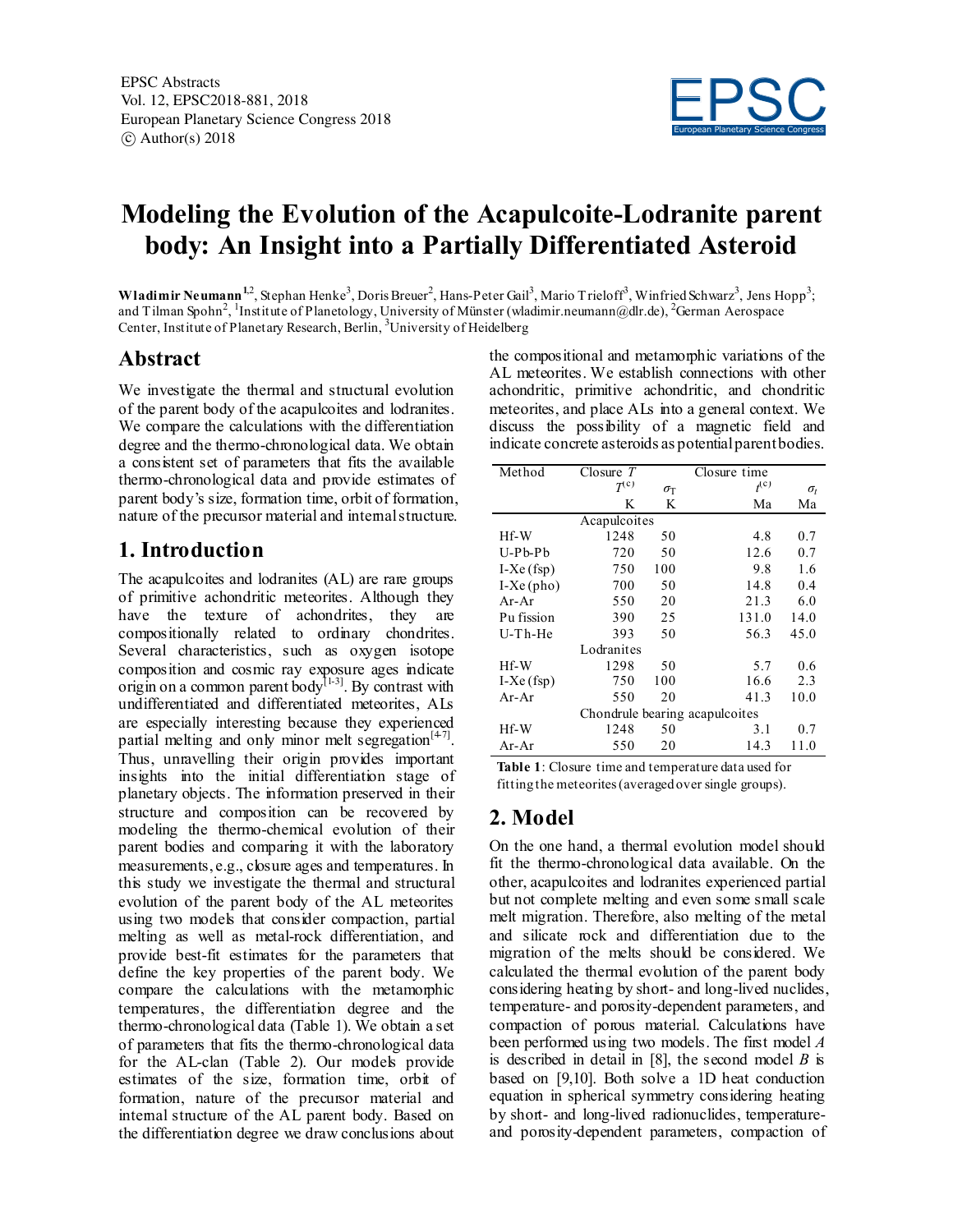# Modeling the Evolution of the Acapulcoite-Lodranite parent body: An Insight into a Partially Differentiated Asteroid

**Wladimir Neumann**[1,2], Stephan Henke[3], Doris Breuer[2], Hans-Peter Gail[3], Mario Trieloff[3], Winfried Schwarz[3], Jens Hopp[3]; and Tilman Spohn[2], [1]Institute of Planetology, University of Münster (wladimir.neumann@dlr.de), [2]German Aerospace Center, Institute of Planetary Research, Berlin, [3]University of Heidelberg

## Abstract

We investigate the thermal and structural evolution of the parent body of the acapulcoites and lodranites. We compare the calculations with the differentiation degree and the thermo-chronological data. We obtain a consistent set of parameters that fits the available thermo-chronological data and provide estimates of parent body's size, formation time, orbit of formation, nature of the precursor material and internal structure.

## 1. Introduction

The acapulcoites and lodranites (AL) are rare groups of primitive achondritic meteorites. Although they have the texture of achondrites, they are compositionally related to ordinary chondrites. Several characteristics, such as oxygen isotope composition and cosmic ray exposure ages indicate origin on a common parent body[1-3]. By contrast with undifferentiated and differentiated meteorites, ALs are especially interesting because they experienced partial melting and only minor melt segregation[4-7]. Thus, unravelling their origin provides important insights into the initial differentiation stage of planetary objects. The information preserved in their structure and composition can be recovered by modeling the thermo-chemical evolution of their parent bodies and comparing it with the laboratory measurements, e.g., closure ages and temperatures. In this study we investigate the thermal and structural evolution of the parent body of the AL meteorites using two models that consider compaction, partial melting as well as metal-rock differentiation, and provide best-fit estimates for the parameters that define the key properties of the parent body. We compare the calculations with the metamorphic temperatures, the differentiation degree and the thermo-chronological data (Table 1). We obtain a set of parameters that fits the thermo-chronological data for the AL-clan (Table 2). Our models provide estimates of the size, formation time, orbit of formation, nature of the precursor material and internal structure of the AL parent body. Based on the differentiation degree we draw conclusions about the compositional and metamorphic variations of the AL meteorites. We establish connections with other achondritic, primitive achondritic, and chondritic meteorites, and place ALs into a general context. We discuss the possibility of a magnetic field and indicate concrete asteroids as potential parent bodies.

| Method | Closure $T$ | | Closure time | |
|---|---|---|---|---|
| | $T^{(c)}$ | $\sigma_T$ | $t^{(c)}$ | $\sigma_t$ |
| | K | K | Ma | Ma |
| | Acapulcoites | | | |
| Hf-W | 1248 | 50 | 4.8 | 0.7 |
| U-Pb-Pb | 720 | 50 | 12.6 | 0.7 |
| I-Xe (fsp) | 750 | 100 | 9.8 | 1.6 |
| I-Xe (pho) | 700 | 50 | 14.8 | 0.4 |
| Ar-Ar | 550 | 20 | 21.3 | 6.0 |
| Pu fission | 390 | 25 | 131.0 | 14.0 |
| U-Th-He | 393 | 50 | 56.3 | 45.0 |
| | Lodranites | | | |
| Hf-W | 1298 | 50 | 5.7 | 0.6 |
| I-Xe (fsp) | 750 | 100 | 16.6 | 2.3 |
| Ar-Ar | 550 | 20 | 41.3 | 10.0 |
| | Chondrule bearing acapulcoites | | | |
| Hf-W | 1248 | 50 | 3.1 | 0.7 |
| Ar-Ar | 550 | 20 | 14.3 | 11.0 |

**Table 1**: Closure time and temperature data used for fitting the meteorites (averaged over single groups).

## 2. Model

On the one hand, a thermal evolution model should fit the thermo-chronological data available. On the other, acapulcoites and lodranites experienced partial but not complete melting and even some small scale melt migration. Therefore, also melting of the metal and silicate rock and differentiation due to the migration of the melts should be considered. We calculated the thermal evolution of the parent body considering heating by short- and long-lived nuclides, temperature- and porosity-dependent parameters, and compaction of porous material. Calculations have been performed using two models. The first model *A* is described in detail in [8], the second model *B* is based on [9,10]. Both solve a 1D heat conduction equation in spherical symmetry considering heating by short- and long-lived radionuclides, temperature- and porosity-dependent parameters, compaction of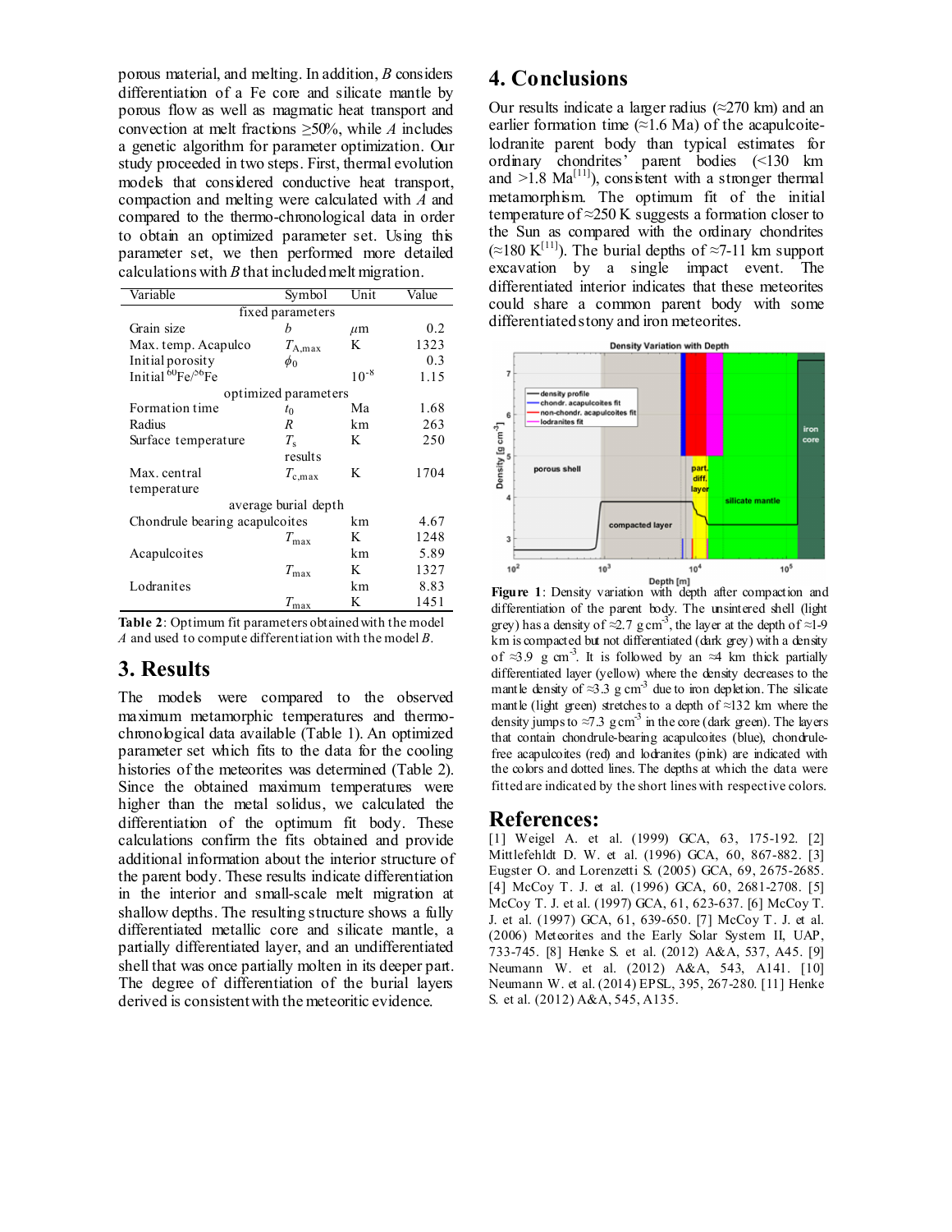porous material, and melting. In addition, *B* considers differentiation of a Fe core and silicate mantle by porous flow as well as magmatic heat transport and convection at melt fractions ≥50%, while *A* includes a genetic algorithm for parameter optimization. Our study proceeded in two steps. First, thermal evolution models that considered conductive heat transport, compaction and melting were calculated with *A* and compared to the thermo-chronological data in order to obtain an optimized parameter set. Using this parameter set, we then performed more detailed calculations with *B* that included melt migration.

| Variable | Symbol | Unit | Value |
|---|---|---|---|
| | fixed parameters | | |
| Grain size | $b$ | $\mu$m | 0.2 |
| Max. temp. Acapulco | $T_{A,max}$ | K | 1323 |
| Initial porosity | $\phi_0$ | | 0.3 |
| Initial $^{60}Fe/^{56}Fe$ | | $10^{-8}$ | 1.15 |
| | optimized parameters | | |
| Formation time | $t_0$ | Ma | 1.68 |
| Radius | $R$ | km | 263 |
| Surface temperature | $T_s$ | K | 250 |
| | results | | |
| Max. central temperature | $T_{c,max}$ | K | 1704 |
| | average burial depth | | |
| Chondrule bearing acapulcoites | | km | 4.67 |
| | $T_{max}$ | K | 1248 |
| Acapulcoites | | km | 5.89 |
| | $T_{max}$ | K | 1327 |
| Lodranites | | km | 8.83 |
| | $T_{max}$ | K | 1451 |

**Table 2**: Optimum fit parameters obtained with the model *A* and used to compute differentiation with the model *B*.

## 3. Results

The models were compared to the observed maximum metamorphic temperatures and thermo-chronological data available (Table 1). An optimized parameter set which fits to the data for the cooling histories of the meteorites was determined (Table 2). Since the obtained maximum temperatures were higher than the metal solidus, we calculated the differentiation of the optimum fit body. These calculations confirm the fits obtained and provide additional information about the interior structure of the parent body. These results indicate differentiation in the interior and small-scale melt migration at shallow depths. The resulting structure shows a fully differentiated metallic core and silicate mantle, a partially differentiated layer, and an undifferentiated shell that was once partially molten in its deeper part. The degree of differentiation of the burial layers derived is consistent with the meteoritic evidence.

## 4. Conclusions

Our results indicate a larger radius (≈270 km) and an earlier formation time (≈1.6 Ma) of the acapulcoite-lodranite parent body than typical estimates for ordinary chondrites' parent bodies (<130 km and >1.8 Ma[11]), consistent with a stronger thermal metamorphism. The optimum fit of the initial temperature of ≈250 K suggests a formation closer to the Sun as compared with the ordinary chondrites (≈180 K[11]). The burial depths of ≈7-11 km support excavation by a single impact event. The differentiated interior indicates that these meteorites could share a common parent body with some differentiated stony and iron meteorites.

Density Variation with Depth

density profile
chondr. acapulcoites fit
non-chondr. acapulcoites fit
lodranites fit

porous shell
compacted layer
part. diff. layer
silicate mantle
iron core

Density [g cm$^{-3}$]
Depth [m]

**Figure 1**: Density variation with depth after compaction and differentiation of the parent body. The unsintered shell (light grey) has a density of ≈2.7 g cm$^{-3}$, the layer at the depth of ≈1-9 km is compacted but not differentiated (dark grey) with a density of ≈3.9 g cm$^{-3}$. It is followed by an ≈4 km thick partially differentiated layer (yellow) where the density decreases to the mantle density of ≈3.3 g cm$^{-3}$ due to iron depletion. The silicate mantle (light green) stretches to a depth of ≈132 km where the density jumps to ≈7.3 g cm$^{-3}$ in the core (dark green). The layers that contain chondrule-bearing acapulcoites (blue), chondrule-free acapulcoites (red) and lodranites (pink) are indicated with the colors and dotted lines. The depths at which the data were fitted are indicated by the short lines with respective colors.

## References:

[1] Weigel A. et al. (1999) GCA, 63, 175-192. [2] Mittlefehldt D. W. et al. (1996) GCA, 60, 867-882. [3] Eugster O. and Lorenzetti S. (2005) GCA, 69, 2675-2685. [4] McCoy T. J. et al. (1996) GCA, 60, 2681-2708. [5] McCoy T. J. et al. (1997) GCA, 61, 623-637. [6] McCoy T. J. et al. (1997) GCA, 61, 639-650. [7] McCoy T. J. et al. (2006) Meteorites and the Early Solar System II, UAP, 733-745. [8] Henke S. et al. (2012) A&A, 537, A45. [9] Neumann W. et al. (2012) A&A, 543, A141. [10] Neumann W. et al. (2014) EPSL, 395, 267-280. [11] Henke S. et al. (2012) A&A, 545, A135.